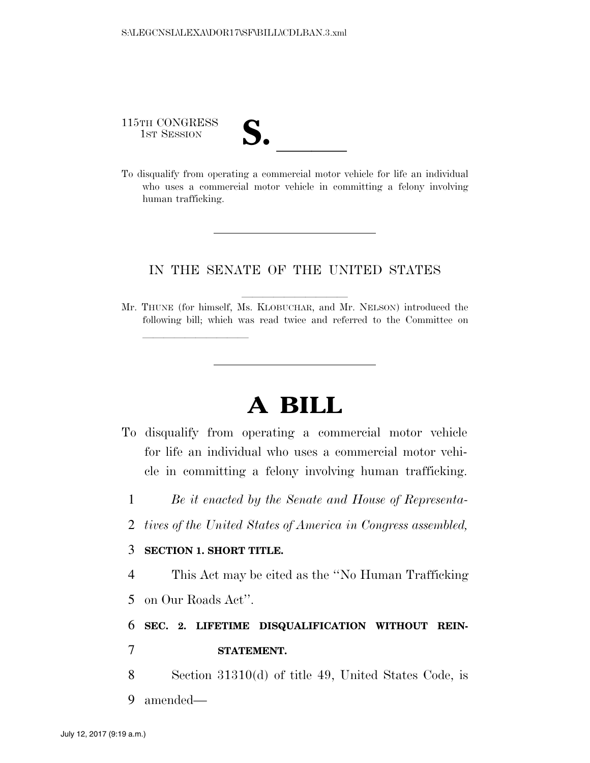115TH CONGRESS
1ST SESSION

**S.** \_\_\_\_\_\_

To disqualify from operating a commercial motor vehicle for life an individual who uses a commercial motor vehicle in committing a felony involving human trafficking.

---

IN THE SENATE OF THE UNITED STATES

Mr. THUNE (for himself, Ms. KLOBUCHAR, and Mr. NELSON) introduced the following bill; which was read twice and referred to the Committee on \_\_\_\_\_\_\_\_\_\_\_\_\_\_\_\_

---

# A BILL

To disqualify from operating a commercial motor vehicle for life an individual who uses a commercial motor vehicle in committing a felony involving human trafficking.

*Be it enacted by the Senate and House of Representatives of the United States of America in Congress assembled,*

**SECTION 1. SHORT TITLE.**

This Act may be cited as the ''No Human Trafficking on Our Roads Act''.

**SEC. 2. LIFETIME DISQUALIFICATION WITHOUT REINSTATEMENT.**

Section 31310(d) of title 49, United States Code, is amended—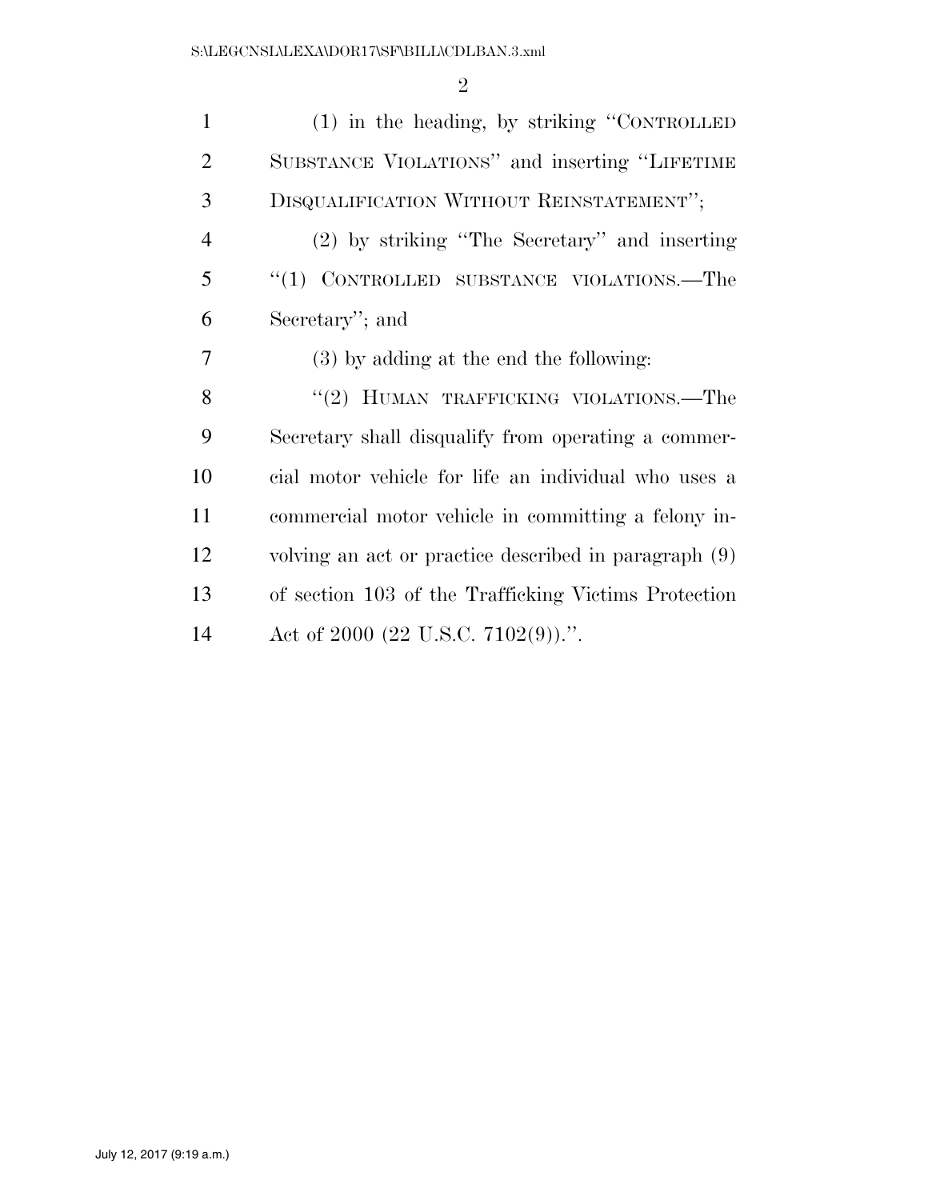(1) in the heading, by striking "CONTROLLED SUBSTANCE VIOLATIONS" and inserting "LIFETIME DISQUALIFICATION WITHOUT REINSTATEMENT";

(2) by striking "The Secretary" and inserting "(1) CONTROLLED SUBSTANCE VIOLATIONS.—The Secretary"; and

(3) by adding at the end the following:

"(2) HUMAN TRAFFICKING VIOLATIONS.—The Secretary shall disqualify from operating a commercial motor vehicle for life an individual who uses a commercial motor vehicle in committing a felony involving an act or practice described in paragraph (9) of section 103 of the Trafficking Victims Protection Act of 2000 (22 U.S.C. 7102(9)).".